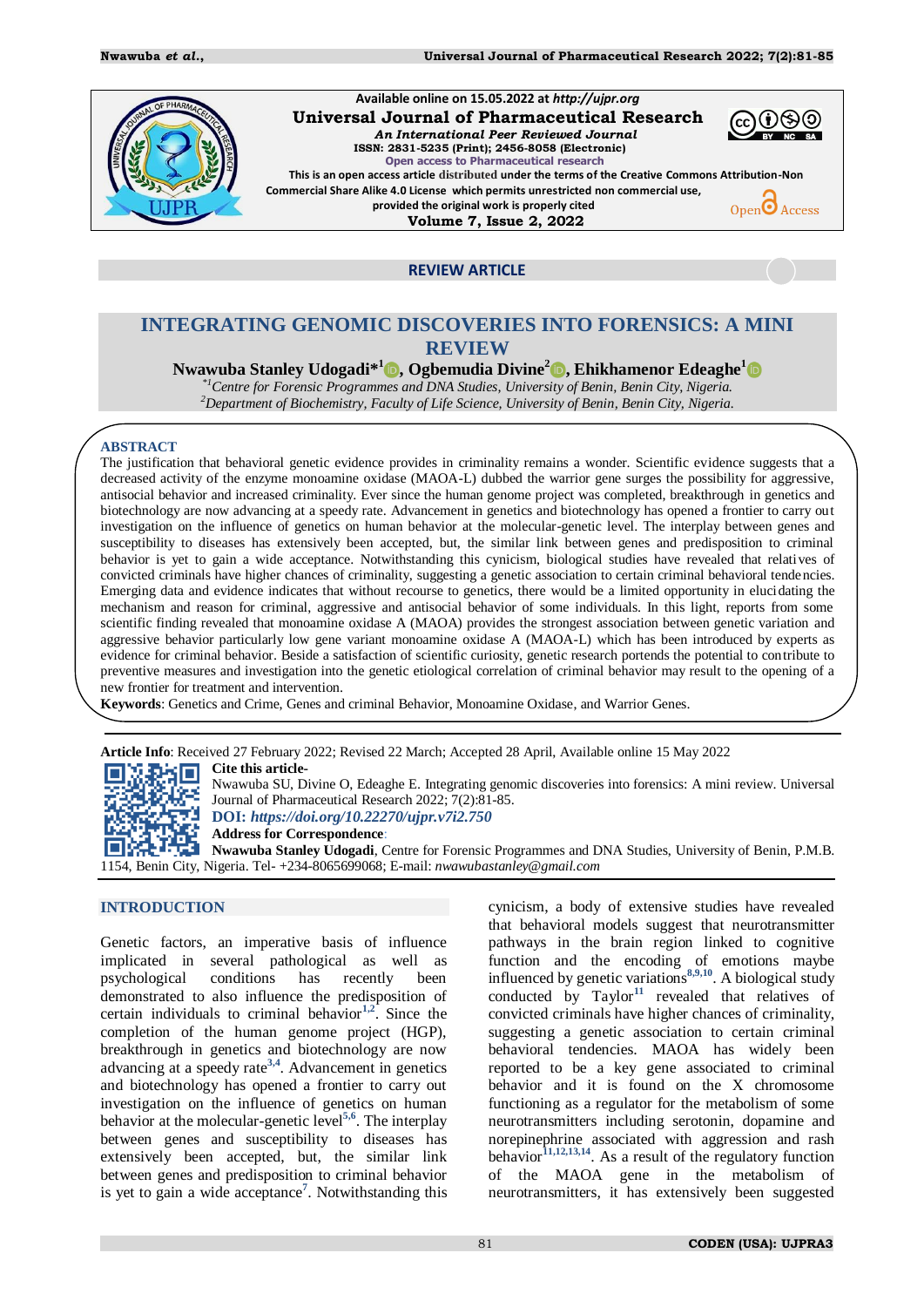Available online on 15.05.2022 at *http://ujpr.org*

**Universal Journal of Pharmaceutical Research**

*An International Peer Reviewed Journal*

**ISSN: 2831-5235 (Print); 2456-8058 (Electronic)**

Open access to Pharmaceutical research

This is an open access article distributed under the terms of the Creative Commons Attribution-Non Commercial Share Alike 4.0 License which permits unrestricted non commercial use, provided the original work is properly cited

**Volume 7, Issue 2, 2022**

**REVIEW ARTICLE**

# INTEGRATING GENOMIC DISCOVERIES INTO FORENSICS: A MINI REVIEW

**Nwawuba Stanley Udogadi*[1], Ogbemudia Divine[2], Ehikhamenor Edeaghe[1]**

*[*1]Centre for Forensic Programmes and DNA Studies, University of Benin, Benin City, Nigeria.*

*[2]Department of Biochemistry, Faculty of Life Science, University of Benin, Benin City, Nigeria.*

## ABSTRACT

The justification that behavioral genetic evidence provides in criminality remains a wonder. Scientific evidence suggests that a decreased activity of the enzyme monoamine oxidase (MAOA-L) dubbed the warrior gene surges the possibility for aggressive, antisocial behavior and increased criminality. Ever since the human genome project was completed, breakthrough in genetics and biotechnology are now advancing at a speedy rate. Advancement in genetics and biotechnology has opened a frontier to carry out investigation on the influence of genetics on human behavior at the molecular-genetic level. The interplay between genes and susceptibility to diseases has extensively been accepted, but, the similar link between genes and predisposition to criminal behavior is yet to gain a wide acceptance. Notwithstanding this cynicism, biological studies have revealed that relatives of convicted criminals have higher chances of criminality, suggesting a genetic association to certain criminal behavioral tendencies. Emerging data and evidence indicates that without recourse to genetics, there would be a limited opportunity in elucidating the mechanism and reason for criminal, aggressive and antisocial behavior of some individuals. In this light, reports from some scientific finding revealed that monoamine oxidase A (MAOA) provides the strongest association between genetic variation and aggressive behavior particularly low gene variant monoamine oxidase A (MAOA-L) which has been introduced by experts as evidence for criminal behavior. Beside a satisfaction of scientific curiosity, genetic research portends the potential to contribute to preventive measures and investigation into the genetic etiological correlation of criminal behavior may result to the opening of a new frontier for treatment and intervention.

**Keywords**: Genetics and Crime, Genes and criminal Behavior, Monoamine Oxidase, and Warrior Genes.

**Article Info**: Received 27 February 2022; Revised 22 March; Accepted 28 April, Available online 15 May 2022

**Cite this article-**

Nwawuba SU, Divine O, Edeaghe E. Integrating genomic discoveries into forensics: A mini review. Universal Journal of Pharmaceutical Research 2022; 7(2):81-85.

**DOI:** ***https://doi.org/10.22270/ujpr.v7i2.750***

**Address for Correspondence**:

**Nwawuba Stanley Udogadi**, Centre for Forensic Programmes and DNA Studies, University of Benin, P.M.B. 1154, Benin City, Nigeria. Tel- +234-8065699068; E-mail: *nwawubastanley@gmail.com*

## INTRODUCTION

Genetic factors, an imperative basis of influence implicated in several pathological as well as psychological conditions has recently been demonstrated to also influence the predisposition of certain individuals to criminal behavior[1,2]. Since the completion of the human genome project (HGP), breakthrough in genetics and biotechnology are now advancing at a speedy rate[3,4]. Advancement in genetics and biotechnology has opened a frontier to carry out investigation on the influence of genetics on human behavior at the molecular-genetic level[5,6]. The interplay between genes and susceptibility to diseases has extensively been accepted, but, the similar link between genes and predisposition to criminal behavior is yet to gain a wide acceptance[7]. Notwithstanding this cynicism, a body of extensive studies have revealed that behavioral models suggest that neurotransmitter pathways in the brain region linked to cognitive function and the encoding of emotions maybe influenced by genetic variations[8,9,10]. A biological study conducted by Taylor[11] revealed that relatives of convicted criminals have higher chances of criminality, suggesting a genetic association to certain criminal behavioral tendencies. MAOA has widely been reported to be a key gene associated to criminal behavior and it is found on the X chromosome functioning as a regulator for the metabolism of some neurotransmitters including serotonin, dopamine and norepinephrine associated with aggression and rash behavior[11,12,13,14]. As a result of the regulatory function of the MAOA gene in the metabolism of neurotransmitters, it has extensively been suggested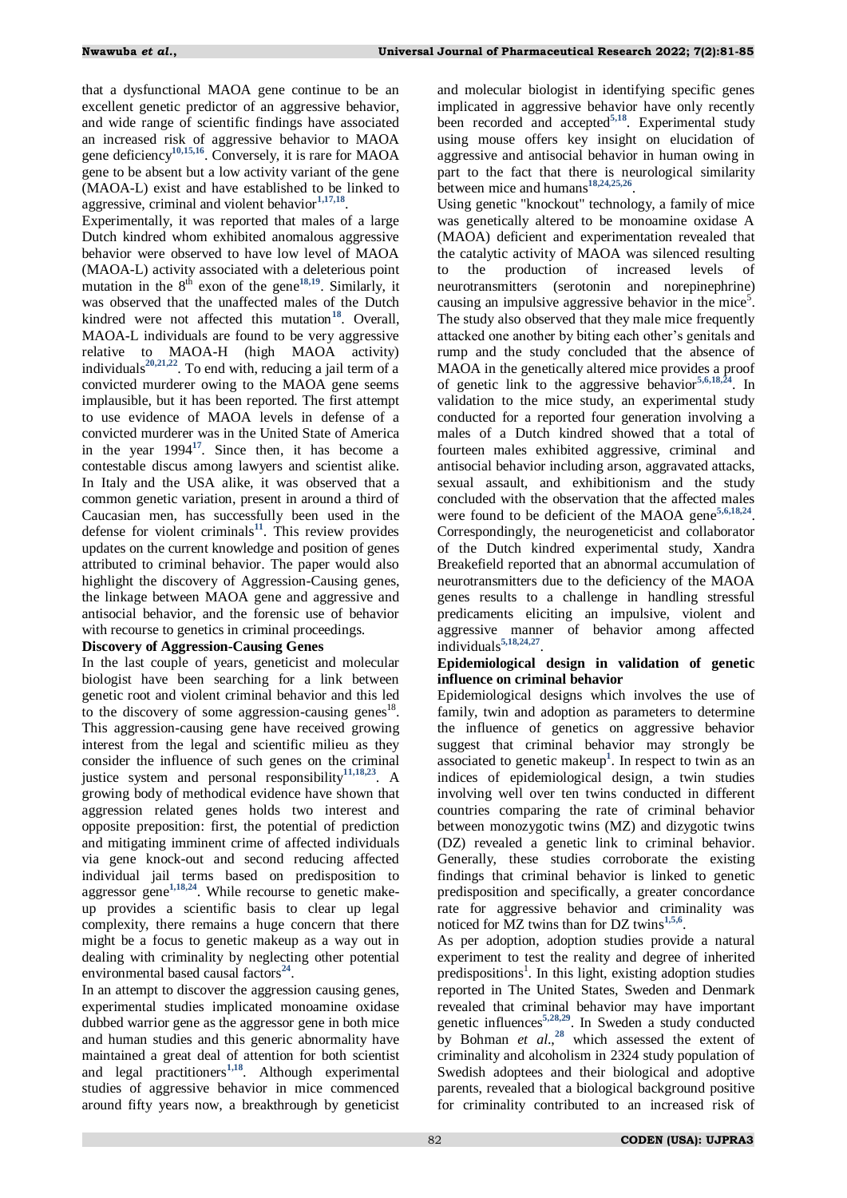that a dysfunctional MAOA gene continue to be an excellent genetic predictor of an aggressive behavior, and wide range of scientific findings have associated an increased risk of aggressive behavior to MAOA gene deficiency[10,15,16]. Conversely, it is rare for MAOA gene to be absent but a low activity variant of the gene (MAOA-L) exist and have established to be linked to aggressive, criminal and violent behavior[1,17,18].

Experimentally, it was reported that males of a large Dutch kindred whom exhibited anomalous aggressive behavior were observed to have low level of MAOA (MAOA-L) activity associated with a deleterious point mutation in the 8$^{th}$ exon of the gene[18,19]. Similarly, it was observed that the unaffected males of the Dutch kindred were not affected this mutation[18]. Overall, MAOA-L individuals are found to be very aggressive relative to MAOA-H (high MAOA activity) individuals[20,21,22]. To end with, reducing a jail term of a convicted murderer owing to the MAOA gene seems implausible, but it has been reported. The first attempt to use evidence of MAOA levels in defense of a convicted murderer was in the United State of America in the year 1994[17]. Since then, it has become a contestable discus among lawyers and scientist alike. In Italy and the USA alike, it was observed that a common genetic variation, present in around a third of Caucasian men, has successfully been used in the defense for violent criminals[11]. This review provides updates on the current knowledge and position of genes attributed to criminal behavior. The paper would also highlight the discovery of Aggression-Causing genes, the linkage between MAOA gene and aggressive and antisocial behavior, and the forensic use of behavior with recourse to genetics in criminal proceedings.

**Discovery of Aggression-Causing Genes**

In the last couple of years, geneticist and molecular biologist have been searching for a link between genetic root and violent criminal behavior and this led to the discovery of some aggression-causing genes[18]. This aggression-causing gene have received growing interest from the legal and scientific milieu as they consider the influence of such genes on the criminal justice system and personal responsibility[11,18,23]. A growing body of methodical evidence have shown that aggression related genes holds two interest and opposite preposition: first, the potential of prediction and mitigating imminent crime of affected individuals via gene knock-out and second reducing affected individual jail terms based on predisposition to aggressor gene[1,18,24]. While recourse to genetic make-up provides a scientific basis to clear up legal complexity, there remains a huge concern that there might be a focus to genetic makeup as a way out in dealing with criminality by neglecting other potential environmental based causal factors[24].

In an attempt to discover the aggression causing genes, experimental studies implicated monoamine oxidase dubbed warrior gene as the aggressor gene in both mice and human studies and this generic abnormality have maintained a great deal of attention for both scientist and legal practitioners[1,18]. Although experimental studies of aggressive behavior in mice commenced around fifty years now, a breakthrough by geneticist and molecular biologist in identifying specific genes implicated in aggressive behavior have only recently been recorded and accepted[5,18]. Experimental study using mouse offers key insight on elucidation of aggressive and antisocial behavior in human owing in part to the fact that there is neurological similarity between mice and humans[18,24,25,26].

Using genetic "knockout" technology, a family of mice was genetically altered to be monoamine oxidase A (MAOA) deficient and experimentation revealed that the catalytic activity of MAOA was silenced resulting to the production of increased levels of neurotransmitters (serotonin and norepinephrine) causing an impulsive aggressive behavior in the mice[5]. The study also observed that they male mice frequently attacked one another by biting each other's genitals and rump and the study concluded that the absence of MAOA in the genetically altered mice provides a proof of genetic link to the aggressive behavior[5,6,18,24]. In validation to the mice study, an experimental study conducted for a reported four generation involving a males of a Dutch kindred showed that a total of fourteen males exhibited aggressive, criminal and antisocial behavior including arson, aggravated attacks, sexual assault, and exhibitionism and the study concluded with the observation that the affected males were found to be deficient of the MAOA gene[5,6,18,24]. Correspondingly, the neurogeneticist and collaborator of the Dutch kindred experimental study, Xandra Breakefield reported that an abnormal accumulation of neurotransmitters due to the deficiency of the MAOA genes results to a challenge in handling stressful predicaments eliciting an impulsive, violent and aggressive manner of behavior among affected individuals[5,18,24,27].

**Epidemiological design in validation of genetic influence on criminal behavior**

Epidemiological designs which involves the use of family, twin and adoption as parameters to determine the influence of genetics on aggressive behavior suggest that criminal behavior may strongly be associated to genetic makeup[1]. In respect to twin as an indices of epidemiological design, a twin studies involving well over ten twins conducted in different countries comparing the rate of criminal behavior between monozygotic twins (MZ) and dizygotic twins (DZ) revealed a genetic link to criminal behavior. Generally, these studies corroborate the existing findings that criminal behavior is linked to genetic predisposition and specifically, a greater concordance rate for aggressive behavior and criminality was noticed for MZ twins than for DZ twins[1,5,6].

As per adoption, adoption studies provide a natural experiment to test the reality and degree of inherited predispositions[1]. In this light, existing adoption studies reported in The United States, Sweden and Denmark revealed that criminal behavior may have important genetic influences[5,28,29]. In Sweden a study conducted by Bohman *et al*.,[28] which assessed the extent of criminality and alcoholism in 2324 study population of Swedish adoptees and their biological and adoptive parents, revealed that a biological background positive for criminality contributed to an increased risk of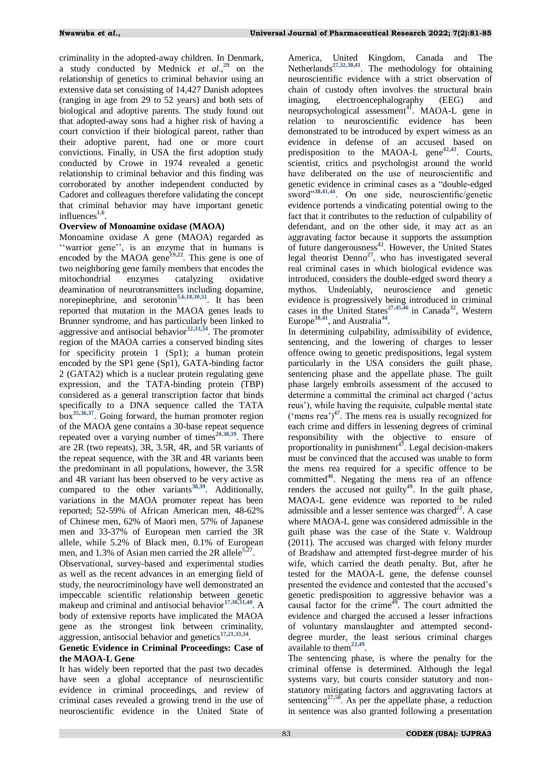criminality in the adopted-away children. In Denmark, a study conducted by Mednick *et al*.,[29] on the relationship of genetics to criminal behavior using an extensive data set consisting of 14,427 Danish adoptees (ranging in age from 29 to 52 years) and both sets of biological and adoptive parents. The study found out that adopted-away sons had a higher risk of having a court conviction if their biological parent, rather than their adoptive parent, had one or more court convictions. Finally, in USA the first adoption study conducted by Crowe in 1974 revealed a genetic relationship to criminal behavior and this finding was corroborated by another independent conducted by Cadoret and colleagues therefore validating the concept that criminal behavior may have important genetic influences[1,6].

**Overview of Monoamine oxidase (MAOA)**

Monoamine oxidase A gene (MAOA) regarded as ''warrior gene'', is an enzyme that in humans is encoded by the MAOA gene[19,22]. This gene is one of two neighboring gene family members that encodes the mitochondrial enzymes catalyzing oxidative deamination of neurotransmitters including dopamine, norepinephrine, and serotonin[5,6,18,30,31]. It has been reported that mutation in the MAOA genes leads to Brunner syndrome, and has particularly been linked to aggressive and antisocial behavior[32,33,34]. The promoter region of the MAOA carries a conserved binding sites for specificity protein 1 (Sp1); a human protein encoded by the SP1 gene (Sp1), GATA-binding factor 2 (GATA2) which is a nuclear protein regulating gene expression, and the TATA-binding protein (TBP) considered as a general transcription factor that binds specifically to a DNA sequence called the TATA box[35,36,37]. Going forward, the human promoter region of the MAOA gene contains a 30-base repeat sequence repeated over a varying number of times[20,38,39]. There are 2R (two repeats), 3R, 3.5R, 4R, and 5R variants of the repeat sequence, with the 3R and 4R variants been the predominant in all populations, however, the 3.5R and 4R variant has been observed to be very active as compared to the other variants[38,39]. Additionally, variations in the MAOA promoter repeat has been reported; 52-59% of African American men, 48-62% of Chinese men, 62% of Maori men, 57% of Japanese men and 33-37% of European men carried the 3R allele, while 5.2% of Black men, 0.1% of European men, and 1.3% of Asian men carried the 2R allele[5,27].

Observational, survey-based and experimental studies as well as the recent advances in an emerging field of study, the neurocriminology have well demonstrated an impeccable scientific relationship between genetic makeup and criminal and antisocial behavior[17,30,31,40]. A body of extensive reports have implicated the MAOA gene as the strongest link between criminality, aggression, antisocial behavior and genetics[17,21,33,34].

**Genetic Evidence in Criminal Proceedings: Case of the MAOA-L Gene**

It has widely been reported that the past two decades have seen a global acceptance of neuroscientific evidence in criminal proceedings, and review of criminal cases revealed a growing trend in the use of neuroscientific evidence in the United State of America, United Kingdom, Canada and The Netherlands[27,32,38,41]. The methodology for obtaining neuroscientific evidence with a strict observation of chain of custody often involves the structural brain imaging, electroencephalography (EEG) and neuropsychological assessment[41]. MAOA-L gene in relation to neuroscientific evidence has been demonstrated to be introduced by expert witness as an evidence in defense of an accused based on predisposition to the MAOA-L gene[42,43]. Courts, scientist, critics and psychologist around the world have deliberated on the use of neuroscientific and genetic evidence in criminal cases as a "double-edged sword"[38,41,44]. On one side, neuroscientific/genetic evidence portends a vindicating potential owing to the fact that it contributes to the reduction of culpability of defendant, and on the other side, it may act as an aggravating factor because it supports the assumption of future dangerousness[42]. However, the United States legal theorist Denno[27], who has investigated several real criminal cases in which biological evidence was introduced, considers the double-edged sword theory a mythos. Undeniably, neuroscience and genetic evidence is progressively being introduced in criminal cases in the United States[27,45,46] in Canada[32], Western Europe[38,41], and Australia[44].

In determining culpability, admissibility of evidence, sentencing, and the lowering of charges to lesser offence owing to genetic predispositions, legal system particularly in the USA considers the guilt phase, sentencing phase and the appellate phase. The guilt phase largely embroils assessment of the accused to determine a committal the criminal act charged ('actus reus'), while having the requisite, culpable mental state ('mens rea')[47]. The mens rea is usually recognized for each crime and differs in lessening degrees of criminal responsibility with the objective to ensure of proportionality in punishment[47]. Legal decision-makers must be convinced that the accused was unable to form the mens rea required for a specific offence to be committed[48]. Negating the mens rea of an offence renders the accused not guilty[49]. In the guilt phase, MAOA-L gene evidence was reported to be ruled admissible and a lesser sentence was charged[22]. A case where MAOA-L gene was considered admissible in the guilt phase was the case of the State v. Waldroup (2011). The accused was charged with felony murder of Bradshaw and attempted first-degree murder of his wife, which carried the death penalty. But, after he tested for the MAOA-L gene, the defense counsel presented the evidence and contested that the accused's genetic predisposition to aggressive behavior was a causal factor for the crime[49]. The court admitted the evidence and charged the accused a lesser infractions of voluntary manslaughter and attempted second-degree murder, the least serious criminal charges available to them[22,49].

The sentencing phase, is where the penalty for the criminal offense is determined. Although the legal systems vary, but courts consider statutory and non-statutory mitigating factors and aggravating factors at sentencing[27,50]. As per the appellate phase, a reduction in sentence was also granted following a presentation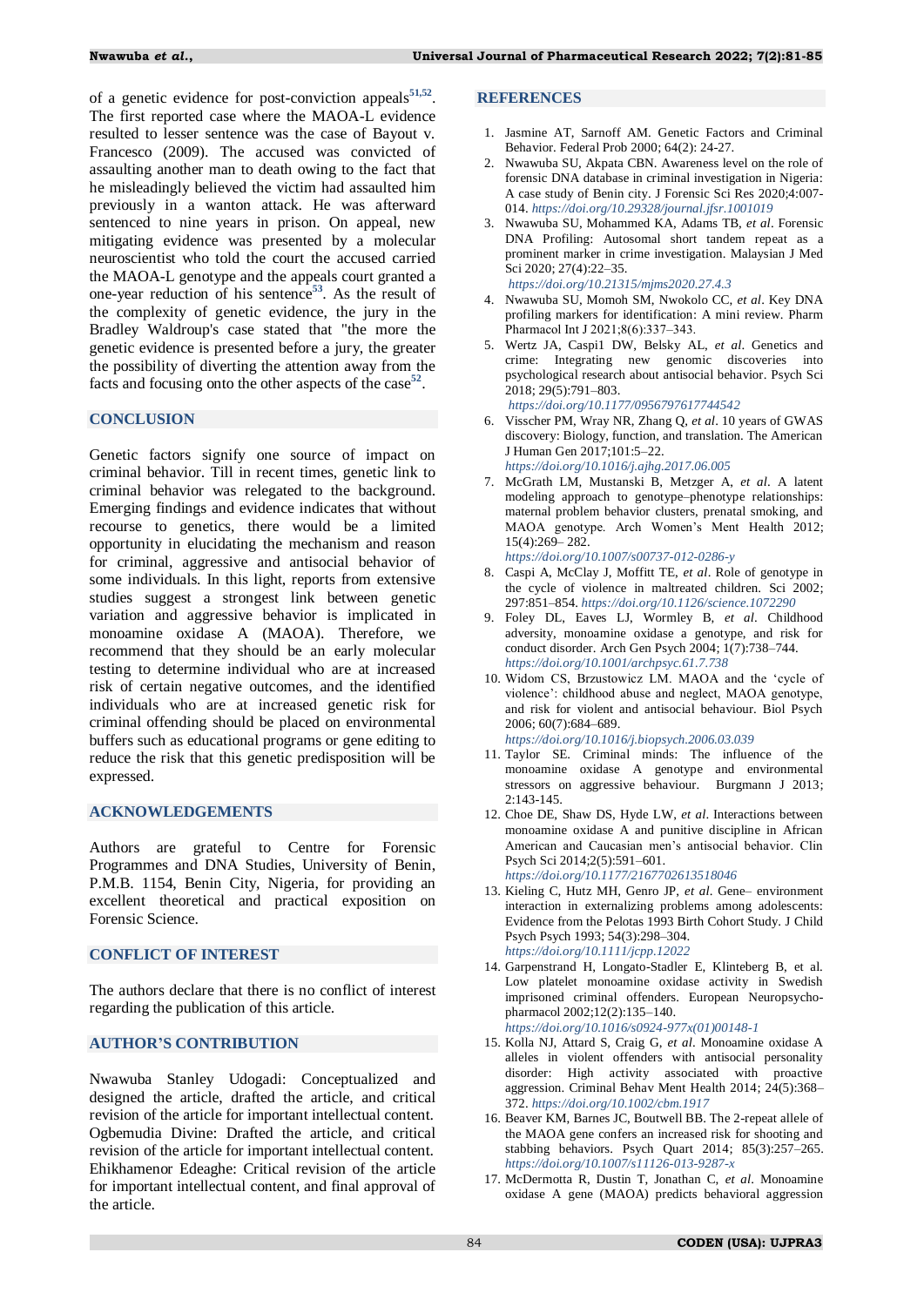of a genetic evidence for post-conviction appeals[51,52]. The first reported case where the MAOA-L evidence resulted to lesser sentence was the case of Bayout v. Francesco (2009). The accused was convicted of assaulting another man to death owing to the fact that he misleadingly believed the victim had assaulted him previously in a wanton attack. He was afterward sentenced to nine years in prison. On appeal, new mitigating evidence was presented by a molecular neuroscientist who told the court the accused carried the MAOA-L genotype and the appeals court granted a one-year reduction of his sentence[53]. As the result of the complexity of genetic evidence, the jury in the Bradley Waldroup's case stated that "the more the genetic evidence is presented before a jury, the greater the possibility of diverting the attention away from the facts and focusing onto the other aspects of the case[52].

## CONCLUSION

Genetic factors signify one source of impact on criminal behavior. Till in recent times, genetic link to criminal behavior was relegated to the background. Emerging findings and evidence indicates that without recourse to genetics, there would be a limited opportunity in elucidating the mechanism and reason for criminal, aggressive and antisocial behavior of some individuals. In this light, reports from extensive studies suggest a strongest link between genetic variation and aggressive behavior is implicated in monoamine oxidase A (MAOA). Therefore, we recommend that they should be an early molecular testing to determine individual who are at increased risk of certain negative outcomes, and the identified individuals who are at increased genetic risk for criminal offending should be placed on environmental buffers such as educational programs or gene editing to reduce the risk that this genetic predisposition will be expressed.

## ACKNOWLEDGEMENTS

Authors are grateful to Centre for Forensic Programmes and DNA Studies, University of Benin, P.M.B. 1154, Benin City, Nigeria, for providing an excellent theoretical and practical exposition on Forensic Science.

## CONFLICT OF INTEREST

The authors declare that there is no conflict of interest regarding the publication of this article.

## AUTHOR'S CONTRIBUTION

Nwawuba Stanley Udogadi: Conceptualized and designed the article, drafted the article, and critical revision of the article for important intellectual content. Ogbemudia Divine: Drafted the article, and critical revision of the article for important intellectual content. Ehikhamenor Edeaghe: Critical revision of the article for important intellectual content, and final approval of the article.

## REFERENCES

1. Jasmine AT, Sarnoff AM. Genetic Factors and Criminal Behavior. Federal Prob 2000; 64(2): 24-27.
2. Nwawuba SU, Akpata CBN. Awareness level on the role of forensic DNA database in criminal investigation in Nigeria: A case study of Benin city. J Forensic Sci Res 2020;4:007-014. *https://doi.org/10.29328/journal.jfsr.1001019*
3. Nwawuba SU, Mohammed KA, Adams TB, *et al*. Forensic DNA Profiling: Autosomal short tandem repeat as a prominent marker in crime investigation. Malaysian J Med Sci 2020; 27(4):22–35. *https://doi.org/10.21315/mjms2020.27.4.3*
4. Nwawuba SU, Momoh SM, Nwokolo CC, *et al*. Key DNA profiling markers for identification: A mini review. Pharm Pharmacol Int J 2021;8(6):337–343.
5. Wertz JA, Caspi1 DW, Belsky AL, *et al*. Genetics and crime: Integrating new genomic discoveries into psychological research about antisocial behavior. Psych Sci 2018; 29(5):791–803. *https://doi.org/10.1177/0956797617744542*
6. Visscher PM, Wray NR, Zhang Q, *et al*. 10 years of GWAS discovery: Biology, function, and translation. The American J Human Gen 2017;101:5–22. *https://doi.org/10.1016/j.ajhg.2017.06.005*
7. McGrath LM, Mustanski B, Metzger A, *et al*. A latent modeling approach to genotype–phenotype relationships: maternal problem behavior clusters, prenatal smoking, and MAOA genotype. Arch Women's Ment Health 2012; 15(4):269– 282. *https://doi.org/10.1007/s00737-012-0286-y*
8. Caspi A, McClay J, Moffitt TE, *et al*. Role of genotype in the cycle of violence in maltreated children. Sci 2002; 297:851–854. *https://doi.org/10.1126/science.1072290*
9. Foley DL, Eaves LJ, Wormley B, *et al*. Childhood adversity, monoamine oxidase a genotype, and risk for conduct disorder. Arch Gen Psych 2004; 1(7):738–744. *https://doi.org/10.1001/archpsyc.61.7.738*
10. Widom CS, Brzustowicz LM. MAOA and the 'cycle of violence': childhood abuse and neglect, MAOA genotype, and risk for violent and antisocial behaviour. Biol Psych 2006; 60(7):684–689. *https://doi.org/10.1016/j.biopsych.2006.03.039*
11. Taylor SE. Criminal minds: The influence of the monoamine oxidase A genotype and environmental stressors on aggressive behaviour. Burgmann J 2013; 2:143-145.
12. Choe DE, Shaw DS, Hyde LW, *et al*. Interactions between monoamine oxidase A and punitive discipline in African American and Caucasian men's antisocial behavior. Clin Psych Sci 2014;2(5):591–601. *https://doi.org/10.1177/2167702613518046*
13. Kieling C, Hutz MH, Genro JP, *et al*. Gene– environment interaction in externalizing problems among adolescents: Evidence from the Pelotas 1993 Birth Cohort Study. J Child Psych Psych 1993; 54(3):298–304. *https://doi.org/10.1111/jcpp.12022*
14. Garpenstrand H, Longato-Stadler E, Klinteberg B, et al. Low platelet monoamine oxidase activity in Swedish imprisoned criminal offenders. European Neuropsycho-pharmacol 2002;12(2):135–140. *https://doi.org/10.1016/s0924-977x(01)00148-1*
15. Kolla NJ, Attard S, Craig G, *et al*. Monoamine oxidase A alleles in violent offenders with antisocial personality disorder: High activity associated with proactive aggression. Criminal Behav Ment Health 2014; 24(5):368–372. *https://doi.org/10.1002/cbm.1917*
16. Beaver KM, Barnes JC, Boutwell BB. The 2-repeat allele of the MAOA gene confers an increased risk for shooting and stabbing behaviors. Psych Quart 2014; 85(3):257–265. *https://doi.org/10.1007/s11126-013-9287-x*
17. McDermotta R, Dustin T, Jonathan C, *et al*. Monoamine oxidase A gene (MAOA) predicts behavioral aggression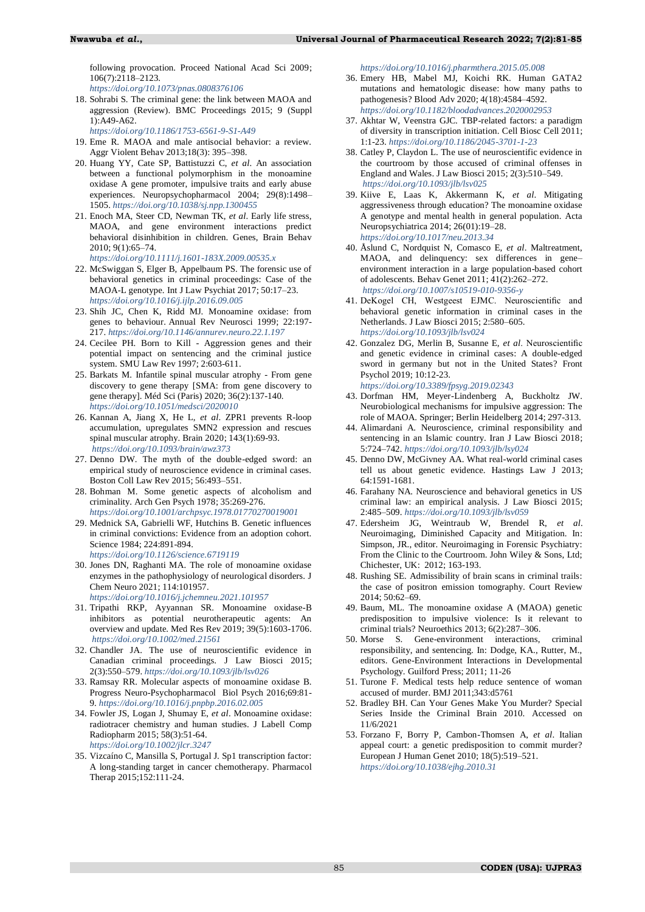following provocation. Proceed National Acad Sci 2009; 106(7):2118–2123.
*https://doi.org/10.1073/pnas.0808376106*

18. Sohrabi S. The criminal gene: the link between MAOA and aggression (Review). BMC Proceedings 2015; 9 (Suppl 1):A49-A62.
*https://doi.org/10.1186/1753-6561-9-S1-A49*
19. Eme R. MAOA and male antisocial behavior: a review. Aggr Violent Behav 2013;18(3): 395–398.
20. Huang YY, Cate SP, Battistuzzi C, *et al*. An association between a functional polymorphism in the monoamine oxidase A gene promoter, impulsive traits and early abuse experiences. Neuropsychopharmacol 2004; 29(8):1498–1505. *https://doi.org/10.1038/sj.npp.1300455*
21. Enoch MA, Steer CD, Newman TK, *et al*. Early life stress, MAOA, and gene environment interactions predict behavioral disinhibition in children. Genes, Brain Behav 2010; 9(1):65–74.
*https://doi.org/10.1111/j.1601-183X.2009.00535.x*
22. McSwiggan S, Elger B, Appelbaum PS. The forensic use of behavioral genetics in criminal proceedings: Case of the MAOA-L genotype. Int J Law Psychiat 2017; 50:17–23. *https://doi.org/10.1016/j.ijlp.2016.09.005*
23. Shih JC, Chen K, Ridd MJ. Monoamine oxidase: from genes to behaviour. Annual Rev Neurosci 1999; 22:197-217. *https://doi.org/10.1146/annurev.neuro.22.1.197*
24. Cecilee PH. Born to Kill - Aggression genes and their potential impact on sentencing and the criminal justice system. SMU Law Rev 1997; 2:603-611.
25. Barkats M. Infantile spinal muscular atrophy - From gene discovery to gene therapy [SMA: from gene discovery to gene therapy]. Méd Sci (Paris) 2020; 36(2):137-140. *https://doi.org/10.1051/medsci/2020010*
26. Kannan A, Jiang X, He L, *et al*. ZPR1 prevents R-loop accumulation, upregulates SMN2 expression and rescues spinal muscular atrophy. Brain 2020; 143(1):69-93. *https://doi.org/10.1093/brain/awz373*
27. Denno DW. The myth of the double-edged sword: an empirical study of neuroscience evidence in criminal cases. Boston Coll Law Rev 2015; 56:493–551.
28. Bohman M. Some genetic aspects of alcoholism and criminality. Arch Gen Psych 1978; 35:269-276. *https://doi.org/10.1001/archpsyc.1978.01770270019001*
29. Mednick SA, Gabrielli WF, Hutchins B. Genetic influences in criminal convictions: Evidence from an adoption cohort. Science 1984; 224:891-894.
*https://doi.org/10.1126/science.6719119*
30. Jones DN, Raghanti MA. The role of monoamine oxidase enzymes in the pathophysiology of neurological disorders. J Chem Neuro 2021; 114:101957.
*https://doi.org/10.1016/j.jchemneu.2021.101957*
31. Tripathi RKP, Ayyannan SR. Monoamine oxidase-B inhibitors as potential neurotherapeutic agents: An overview and update. Med Res Rev 2019; 39(5):1603-1706. *https://doi.org/10.1002/med.21561*
32. Chandler JA. The use of neuroscientific evidence in Canadian criminal proceedings. J Law Biosci 2015; 2(3):550–579. *https://doi.org/10.1093/jlb/lsv026*
33. Ramsay RR. Molecular aspects of monoamine oxidase B. Progress Neuro-Psychopharmacol Biol Psych 2016;69:81-9. *https://doi.org/10.1016/j.pnpbp.2016.02.005*
34. Fowler JS, Logan J, Shumay E, *et al*. Monoamine oxidase: radiotracer chemistry and human studies. J Labell Comp Radiopharm 2015; 58(3):51-64.
*https://doi.org/10.1002/jlcr.3247*
35. Vizcaíno C, Mansilla S, Portugal J. Sp1 transcription factor: A long-standing target in cancer chemotherapy. Pharmacol Therap 2015;152:111-24.
*https://doi.org/10.1016/j.pharmthera.2015.05.008*
36. Emery HB, Mabel MJ, Koichi RK. Human GATA2 mutations and hematologic disease: how many paths to pathogenesis? Blood Adv 2020; 4(18):4584–4592. *https://doi.org/10.1182/bloodadvances.2020002953*
37. Akhtar W, Veenstra GJC. TBP-related factors: a paradigm of diversity in transcription initiation. Cell Biosc Cell 2011; 1:1-23. *https://doi.org/10.1186/2045-3701-1-23*
38. Catley P, Claydon L. The use of neuroscientific evidence in the courtroom by those accused of criminal offenses in England and Wales. J Law Biosci 2015; 2(3):510–549. *https://doi.org/10.1093/jlb/lsv025*
39. Kiive E, Laas K, Akkermann K, *et al*. Mitigating aggressiveness through education? The monoamine oxidase A genotype and mental health in general population. Acta Neuropsychiatrica 2014; 26(01):19–28. *https://doi.org/10.1017/neu.2013.34*
40. Åslund C, Nordquist N, Comasco E, *et al*. Maltreatment, MAOA, and delinquency: sex differences in gene–environment interaction in a large population-based cohort of adolescents. Behav Genet 2011; 41(2):262–272. *https://doi.org/10.1007/s10519-010-9356-y*
41. DeKogel CH, Westgeest EJMC. Neuroscientific and behavioral genetic information in criminal cases in the Netherlands. J Law Biosci 2015; 2:580–605. *https://doi.org/10.1093/jlb/lsv024*
42. Gonzalez DG, Merlin B, Susanne E, *et al*. Neuroscientific and genetic evidence in criminal cases: A double-edged sword in germany but not in the United States? Front Psychol 2019; 10:12-23.
*https://doi.org/10.3389/fpsyg.2019.02343*
43. Dorfman HM, Meyer-Lindenberg A, Buckholtz JW. Neurobiological mechanisms for impulsive aggression: The role of MAOA. Springer; Berlin Heidelberg 2014; 297-313.
44. Alimardani A. Neuroscience, criminal responsibility and sentencing in an Islamic country. Iran J Law Biosci 2018; 5:724–742. *https://doi.org/10.1093/jlb/lsy024*
45. Denno DW, McGivney AA. What real-world criminal cases tell us about genetic evidence. Hastings Law J 2013; 64:1591-1681.
46. Farahany NA. Neuroscience and behavioral genetics in US criminal law: an empirical analysis. J Law Biosci 2015; 2:485–509. *https://doi.org/10.1093/jlb/lsv059*
47. Edersheim JG, Weintraub W, Brendel R, *et al*. Neuroimaging, Diminished Capacity and Mitigation. In: Simpson, JR., editor. Neuroimaging in Forensic Psychiatry: From the Clinic to the Courtroom. John Wiley & Sons, Ltd; Chichester, UK: 2012; 163-193.
48. Rushing SE. Admissibility of brain scans in criminal trails: the case of positron emission tomography. Court Review 2014; 50:62–69.
49. Baum, ML. The monoamine oxidase A (MAOA) genetic predisposition to impulsive violence: Is it relevant to criminal trials? Neuroethics 2013; 6(2):287–306.
50. Morse S. Gene-environment interactions, criminal responsibility, and sentencing. In: Dodge, KA., Rutter, M., editors. Gene-Environment Interactions in Developmental Psychology. Guilford Press; 2011; 11-26
51. Turone F. Medical tests help reduce sentence of woman accused of murder. BMJ 2011;343:d5761
52. Bradley BH. Can Your Genes Make You Murder? Special Series Inside the Criminal Brain 2010. Accessed on 11/6/2021
53. Forzano F, Borry P, Cambon-Thomsen A, *et al*. Italian appeal court: a genetic predisposition to commit murder? European J Human Genet 2010; 18(5):519–521. *https://doi.org/10.1038/ejhg.2010.31*